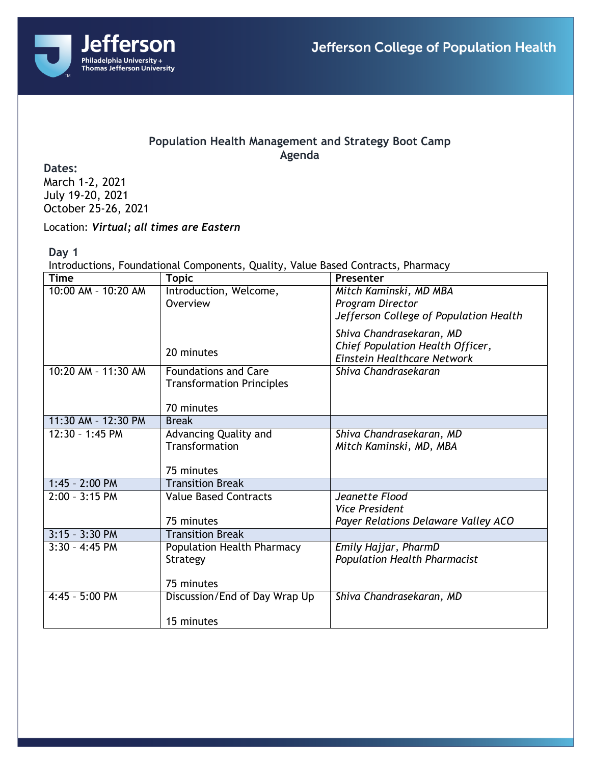Jefferson College of Population Health

# Population Health Management and Strategy Boot Camp
## Agenda

**Dates:**
March 1-2, 2021
July 19-20, 2021
October 25-26, 2021

Location: ***Virtual; all times are Eastern***

### Day 1
Introductions, Foundational Components, Quality, Value Based Contracts, Pharmacy

| Time | Topic | Presenter |
|---|---|---|
| 10:00 AM – 10:20 AM | Introduction, Welcome, Overview<br><br>20 minutes | *Mitch Kaminski, MD MBA*<br>*Program Director*<br>*Jefferson College of Population Health*<br><br>*Shiva Chandrasekaran, MD*<br>*Chief Population Health Officer, Einstein Healthcare Network* |
| 10:20 AM – 11:30 AM | Foundations and Care Transformation Principles<br><br>70 minutes | *Shiva Chandrasekaran* |
| 11:30 AM – 12:30 PM | Break | |
| 12:30 – 1:45 PM | Advancing Quality and Transformation<br><br>75 minutes | *Shiva Chandrasekaran, MD*<br>*Mitch Kaminski, MD, MBA* |
| 1:45 – 2:00 PM | Transition Break | |
| 2:00 – 3:15 PM | Value Based Contracts<br><br>75 minutes | *Jeanette Flood*<br>*Vice President*<br>*Payer Relations Delaware Valley ACO* |
| 3:15 – 3:30 PM | Transition Break | |
| 3:30 – 4:45 PM | Population Health Pharmacy Strategy<br><br>75 minutes | *Emily Hajjar, PharmD*<br>*Population Health Pharmacist* |
| 4:45 – 5:00 PM | Discussion/End of Day Wrap Up<br><br>15 minutes | *Shiva Chandrasekaran, MD* |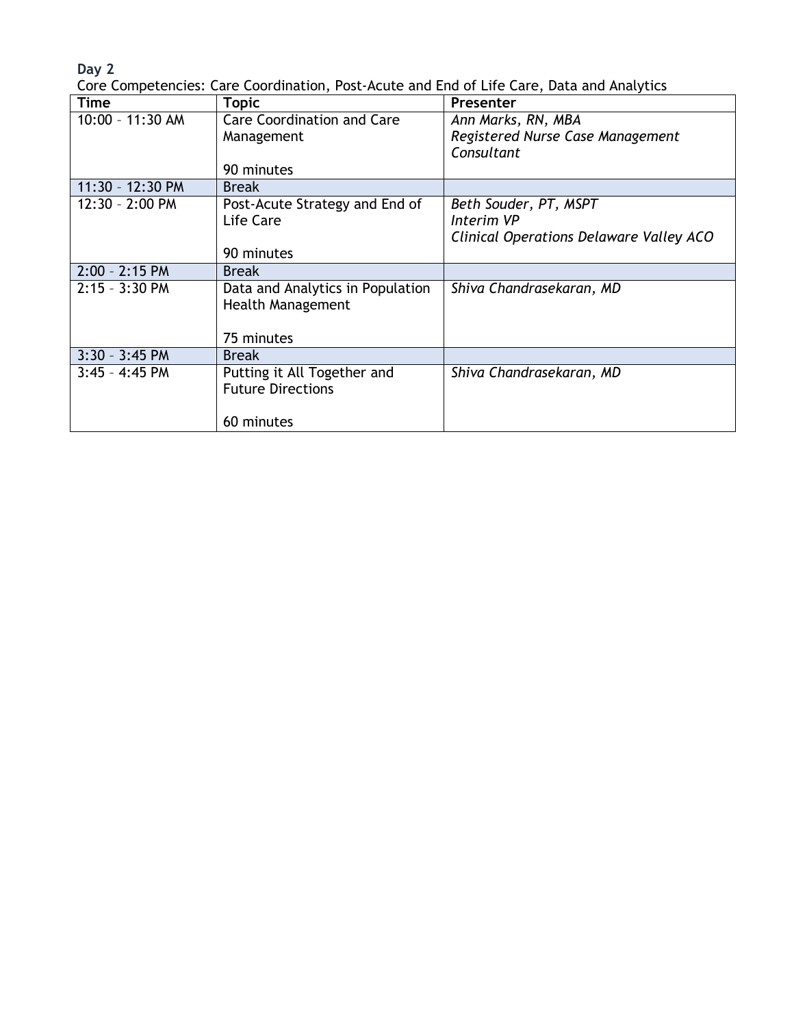**Day 2**

Core Competencies: Care Coordination, Post-Acute and End of Life Care, Data and Analytics

| Time | Topic | Presenter |
|---|---|---|
| 10:00 – 11:30 AM | Care Coordination and Care Management<br><br>90 minutes | *Ann Marks, RN, MBA*<br>*Registered Nurse Case Management Consultant* |
| 11:30 – 12:30 PM | Break | |
| 12:30 – 2:00 PM | Post-Acute Strategy and End of Life Care<br><br>90 minutes | *Beth Souder, PT, MSPT*<br>*Interim VP*<br>*Clinical Operations Delaware Valley ACO* |
| 2:00 – 2:15 PM | Break | |
| 2:15 – 3:30 PM | Data and Analytics in Population Health Management<br><br>75 minutes | *Shiva Chandrasekaran, MD* |
| 3:30 – 3:45 PM | Break | |
| 3:45 – 4:45 PM | Putting it All Together and Future Directions<br><br>60 minutes | *Shiva Chandrasekaran, MD* |